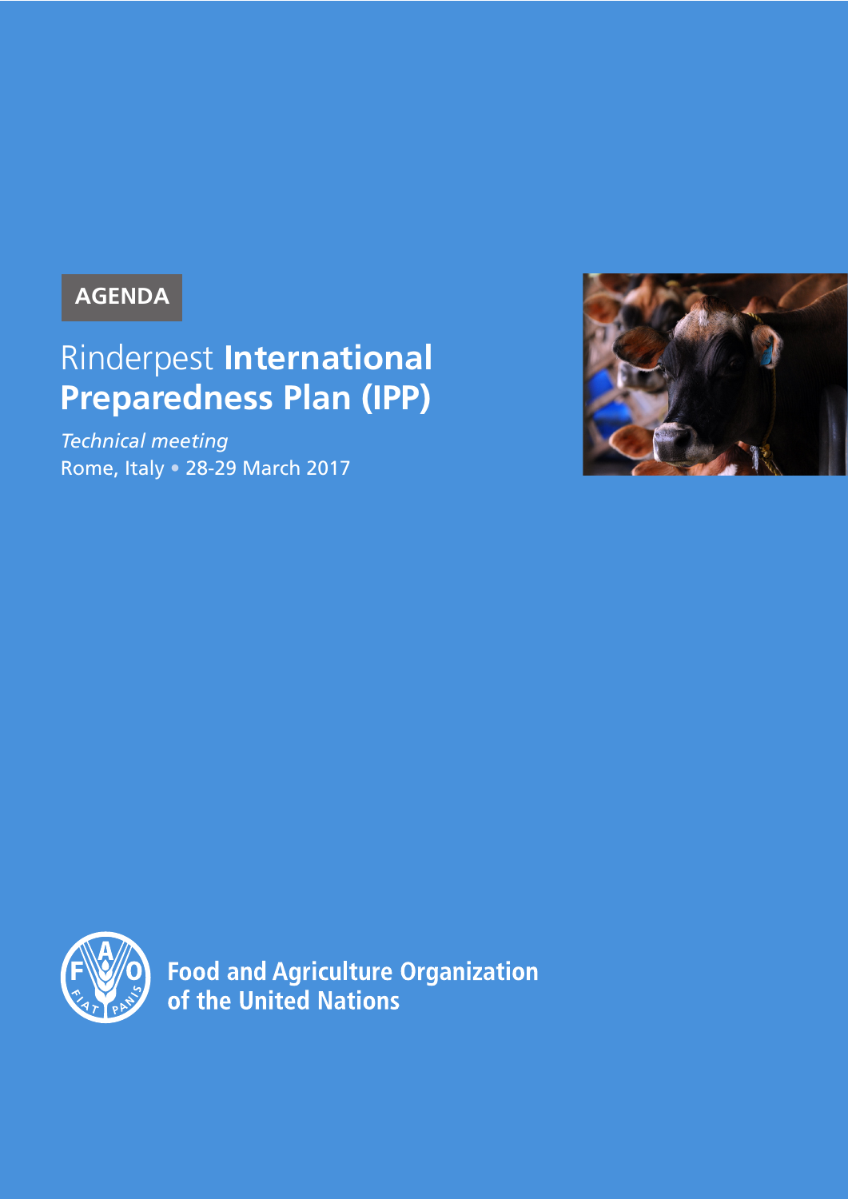AGENDA

# Rinderpest **International Preparedness Plan (IPP)**

*Technical meeting*

Rome, Italy • 28-29 March 2017

**Food and Agriculture Organization of the United Nations**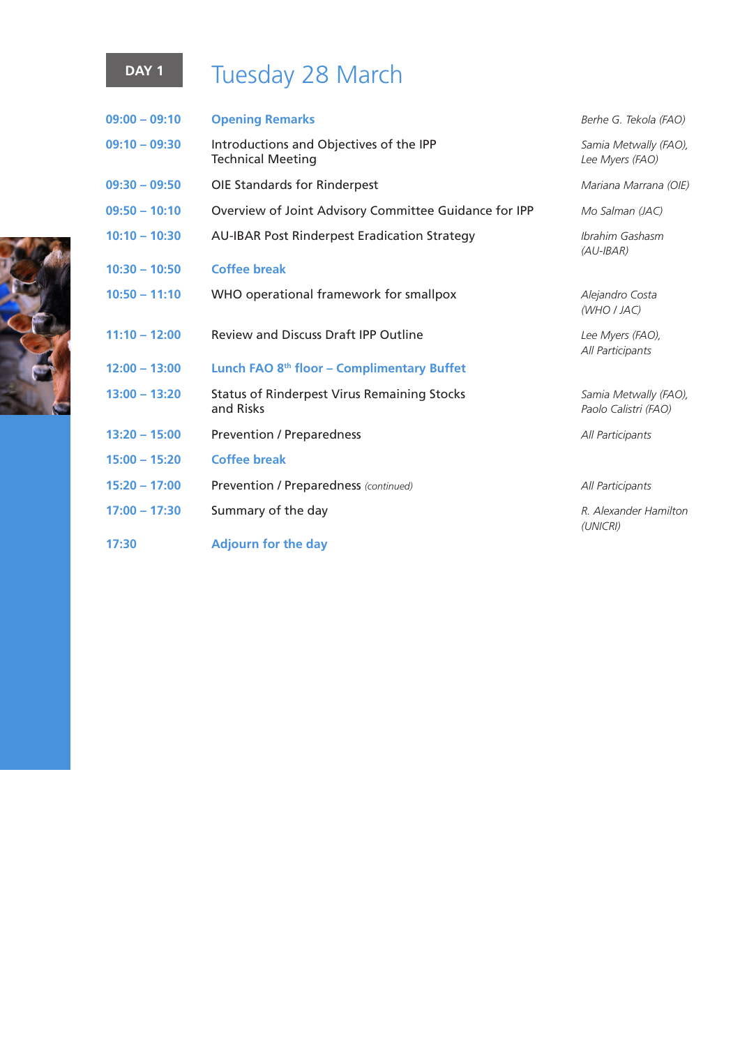## DAY 1 — Tuesday 28 March

| Time | Session | Speaker |
|---|---|---|
| 09:00 – 09:10 | **Opening Remarks** | *Berhe G. Tekola (FAO)* |
| 09:10 – 09:30 | Introductions and Objectives of the IPP Technical Meeting | *Samia Metwally (FAO), Lee Myers (FAO)* |
| 09:30 – 09:50 | OIE Standards for Rinderpest | *Mariana Marrana (OIE)* |
| 09:50 – 10:10 | Overview of Joint Advisory Committee Guidance for IPP | *Mo Salman (JAC)* |
| 10:10 – 10:30 | AU-IBAR Post Rinderpest Eradication Strategy | *Ibrahim Gashasm (AU-IBAR)* |
| 10:30 – 10:50 | **Coffee break** | |
| 10:50 – 11:10 | WHO operational framework for smallpox | *Alejandro Costa (WHO / JAC)* |
| 11:10 – 12:00 | Review and Discuss Draft IPP Outline | *Lee Myers (FAO), All Participants* |
| 12:00 – 13:00 | **Lunch FAO 8th floor – Complimentary Buffet** | |
| 13:00 – 13:20 | Status of Rinderpest Virus Remaining Stocks and Risks | *Samia Metwally (FAO), Paolo Calistri (FAO)* |
| 13:20 – 15:00 | Prevention / Preparedness | *All Participants* |
| 15:00 – 15:20 | **Coffee break** | |
| 15:20 – 17:00 | Prevention / Preparedness *(continued)* | *All Participants* |
| 17:00 – 17:30 | Summary of the day | *R. Alexander Hamilton (UNICRI)* |
| 17:30 | **Adjourn for the day** | |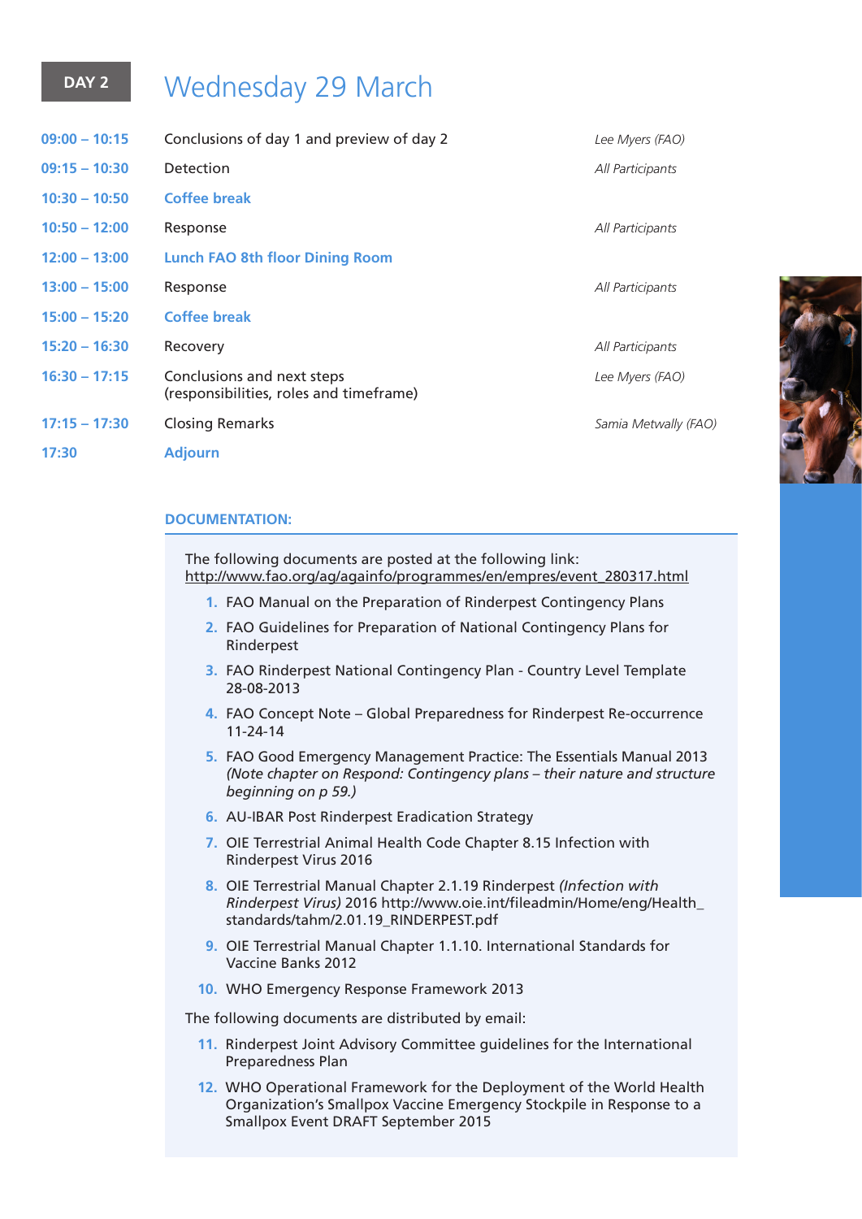## DAY 2 — Wednesday 29 March

| | | |
|---|---|---|
| 09:00 – 10:15 | Conclusions of day 1 and preview of day 2 | *Lee Myers (FAO)* |
| 09:15 – 10:30 | Detection | *All Participants* |
| 10:30 – 10:50 | **Coffee break** | |
| 10:50 – 12:00 | Response | *All Participants* |
| 12:00 – 13:00 | **Lunch FAO 8th floor Dining Room** | |
| 13:00 – 15:00 | Response | *All Participants* |
| 15:00 – 15:20 | **Coffee break** | |
| 15:20 – 16:30 | Recovery | *All Participants* |
| 16:30 – 17:15 | Conclusions and next steps (responsibilities, roles and timeframe) | *Lee Myers (FAO)* |
| 17:15 – 17:30 | Closing Remarks | *Samia Metwally (FAO)* |
| 17:30 | **Adjourn** | |

### DOCUMENTATION:

The following documents are posted at the following link:
http://www.fao.org/ag/againfo/programmes/en/empres/event_280317.html

1. FAO Manual on the Preparation of Rinderpest Contingency Plans
2. FAO Guidelines for Preparation of National Contingency Plans for Rinderpest
3. FAO Rinderpest National Contingency Plan - Country Level Template 28-08-2013
4. FAO Concept Note – Global Preparedness for Rinderpest Re-occurrence 11-24-14
5. FAO Good Emergency Management Practice: The Essentials Manual 2013 *(Note chapter on Respond: Contingency plans – their nature and structure beginning on p 59.)*
6. AU-IBAR Post Rinderpest Eradication Strategy
7. OIE Terrestrial Animal Health Code Chapter 8.15 Infection with Rinderpest Virus 2016
8. OIE Terrestrial Manual Chapter 2.1.19 Rinderpest *(Infection with Rinderpest Virus)* 2016 http://www.oie.int/fileadmin/Home/eng/Health_standards/tahm/2.01.19_RINDERPEST.pdf
9. OIE Terrestrial Manual Chapter 1.1.10. International Standards for Vaccine Banks 2012
10. WHO Emergency Response Framework 2013

The following documents are distributed by email:

11. Rinderpest Joint Advisory Committee guidelines for the International Preparedness Plan
12. WHO Operational Framework for the Deployment of the World Health Organization's Smallpox Vaccine Emergency Stockpile in Response to a Smallpox Event DRAFT September 2015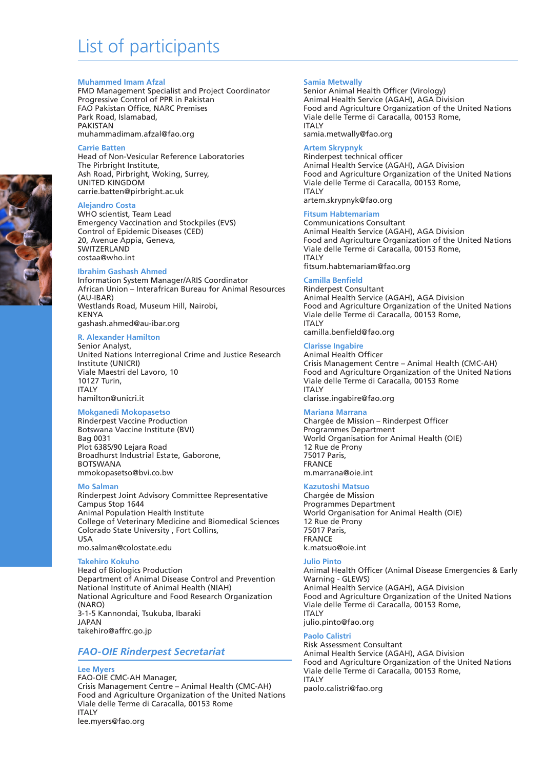# List of participants

**Muhammed Imam Afzal**
FMD Management Specialist and Project Coordinator
Progressive Control of PPR in Pakistan
FAO Pakistan Office, NARC Premises
Park Road, Islamabad,
PAKISTAN
muhammadimam.afzal@fao.org

**Carrie Batten**
Head of Non-Vesicular Reference Laboratories
The Pirbright Institute,
Ash Road, Pirbright, Woking, Surrey,
UNITED KINGDOM
carrie.batten@pirbright.ac.uk

**Alejandro Costa**
WHO scientist, Team Lead
Emergency Vaccination and Stockpiles (EVS)
Control of Epidemic Diseases (CED)
20, Avenue Appia, Geneva,
SWITZERLAND
costaa@who.int

**Ibrahim Gashash Ahmed**
Information System Manager/ARIS Coordinator
African Union – Interafrican Bureau for Animal Resources (AU-IBAR)
Westlands Road, Museum Hill, Nairobi,
KENYA
gashash.ahmed@au-ibar.org

**R. Alexander Hamilton**
Senior Analyst,
United Nations Interregional Crime and Justice Research Institute (UNICRI)
Viale Maestri del Lavoro, 10
10127 Turin,
ITALY
hamilton@unicri.it

**Mokganedi Mokopasetso**
Rinderpest Vaccine Production
Botswana Vaccine Institute (BVI)
Bag 0031
Plot 6385/90 Lejara Road
Broadhurst Industrial Estate, Gaborone,
BOTSWANA
mmokopasetso@bvi.co.bw

**Mo Salman**
Rinderpest Joint Advisory Committee Representative
Campus Stop 1644
Animal Population Health Institute
College of Veterinary Medicine and Biomedical Sciences
Colorado State University , Fort Collins,
USA
mo.salman@colostate.edu

**Takehiro Kokuho**
Head of Biologics Production
Department of Animal Disease Control and Prevention
National Institute of Animal Health (NIAH)
National Agriculture and Food Research Organization (NARO)
3-1-5 Kannondai, Tsukuba, Ibaraki
JAPAN
takehiro@affrc.go.jp

## *FAO-OIE Rinderpest Secretariat*

**Lee Myers**
FAO-OIE CMC-AH Manager,
Crisis Management Centre – Animal Health (CMC-AH)
Food and Agriculture Organization of the United Nations
Viale delle Terme di Caracalla, 00153 Rome
ITALY
lee.myers@fao.org

**Samia Metwally**
Senior Animal Health Officer (Virology)
Animal Health Service (AGAH), AGA Division
Food and Agriculture Organization of the United Nations
Viale delle Terme di Caracalla, 00153 Rome,
ITALY
samia.metwally@fao.org

**Artem Skrypnyk**
Rinderpest technical officer
Animal Health Service (AGAH), AGA Division
Food and Agriculture Organization of the United Nations
Viale delle Terme di Caracalla, 00153 Rome,
ITALY
artem.skrypnyk@fao.org

**Fitsum Habtemariam**
Communications Consultant
Animal Health Service (AGAH), AGA Division
Food and Agriculture Organization of the United Nations
Viale delle Terme di Caracalla, 00153 Rome,
ITALY
fitsum.habtemariam@fao.org

**Camilla Benfield**
Rinderpest Consultant
Animal Health Service (AGAH), AGA Division
Food and Agriculture Organization of the United Nations
Viale delle Terme di Caracalla, 00153 Rome,
ITALY
camilla.benfield@fao.org

**Clarisse Ingabire**
Animal Health Officer
Crisis Management Centre – Animal Health (CMC-AH)
Food and Agriculture Organization of the United Nations
Viale delle Terme di Caracalla, 00153 Rome
ITALY
clarisse.ingabire@fao.org

**Mariana Marrana**
Chargée de Mission – Rinderpest Officer
Programmes Department
World Organisation for Animal Health (OIE)
12 Rue de Prony
75017 Paris,
FRANCE
m.marrana@oie.int

**Kazutoshi Matsuo**
Chargée de Mission
Programmes Department
World Organisation for Animal Health (OIE)
12 Rue de Prony
75017 Paris,
FRANCE
k.matsuo@oie.int

**Julio Pinto**
Animal Health Officer (Animal Disease Emergencies & Early Warning - GLEWS)
Animal Health Service (AGAH), AGA Division
Food and Agriculture Organization of the United Nations
Viale delle Terme di Caracalla, 00153 Rome,
ITALY
julio.pinto@fao.org

**Paolo Calistri**
Risk Assessment Consultant
Animal Health Service (AGAH), AGA Division
Food and Agriculture Organization of the United Nations
Viale delle Terme di Caracalla, 00153 Rome,
ITALY
paolo.calistri@fao.org